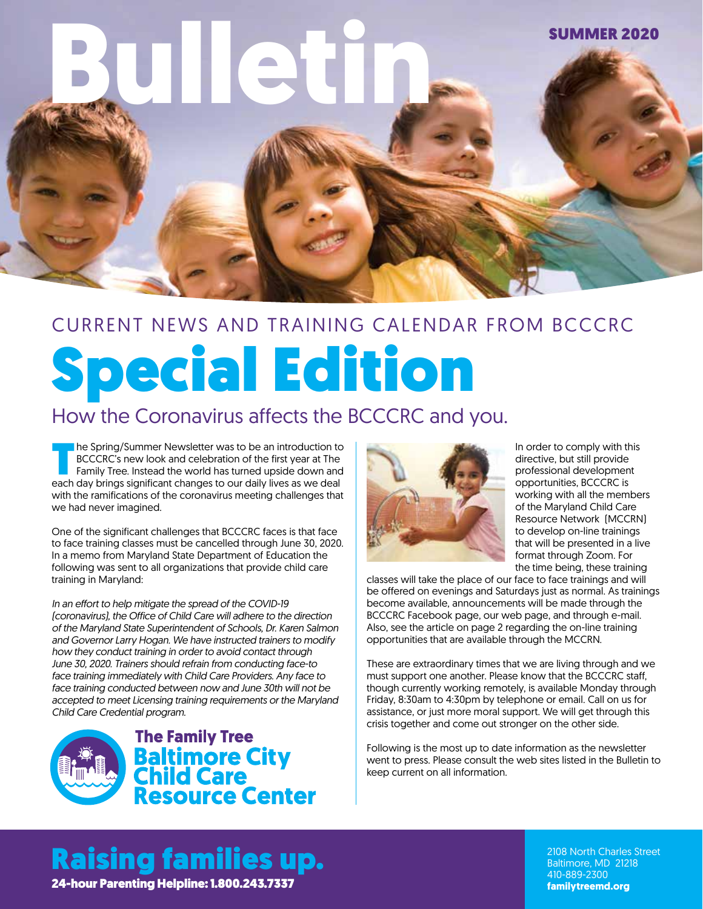# Bulletin

**SUMMER 2020**

CURRENT NEWS AND TRAINING CALENDAR FROM BCCCRC

# Special Edition

## How the Coronavirus affects the BCCCRC and you.

The Spring/Summer Newsletter was to be an introduction to BCCCRC's new look and celebration of the first year at The Family Tree. Instead the world has turned upside down and each day brings significant changes to our daily lives as we deal with the ramifications of the coronavirus meeting challenges that we had never imagined.

One of the significant challenges that BCCCRC faces is that face to face training classes must be cancelled through June 30, 2020. In a memo from Maryland State Department of Education the following was sent to all organizations that provide child care training in Maryland:

*In an effort to help mitigate the spread of the COVID-19 (coronavirus), the Office of Child Care will adhere to the direction of the Maryland State Superintendent of Schools, Dr. Karen Salmon and Governor Larry Hogan. We have instructed trainers to modify how they conduct training in order to avoid contact through June 30, 2020. Trainers should refrain from conducting face-to face training immediately with Child Care Providers. Any face to face training conducted between now and June 30th will not be accepted to meet Licensing training requirements or the Maryland Child Care Credential program.*

In order to comply with this directive, but still provide professional development opportunities, BCCCRC is working with all the members of the Maryland Child Care Resource Network (MCCRN) to develop on-line trainings that will be presented in a live format through Zoom. For the time being, these training classes will take the place of our face to face trainings and will be offered on evenings and Saturdays just as normal. As trainings become available, announcements will be made through the BCCCRC Facebook page, our web page, and through e-mail. Also, see the article on page 2 regarding the on-line training opportunities that are available through the MCCRN.

These are extraordinary times that we are living through and we must support one another. Please know that the BCCCRC staff, though currently working remotely, is available Monday through Friday, 8:30am to 4:30pm by telephone or email. Call on us for assistance, or just more moral support. We will get through this crisis together and come out stronger on the other side.

Following is the most up to date information as the newsletter went to press. Please consult the web sites listed in the Bulletin to keep current on all information.

**The Family Tree**
**Baltimore City Child Care Resource Center**

**Raising families up.**
**24-hour Parenting Helpline: 1.800.243.7337**

2108 North Charles Street
Baltimore, MD 21218
410-889-2300
**familytreemd.org**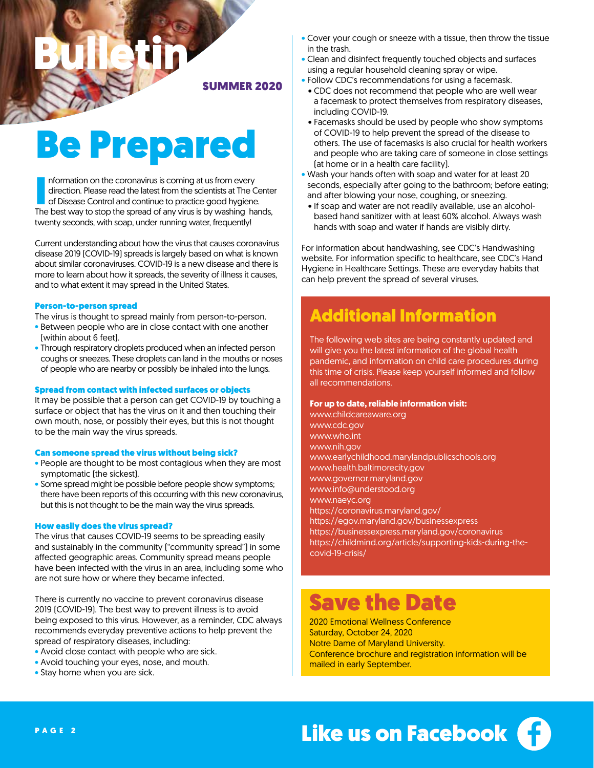# Bulletin

SUMMER 2020

# Be Prepared

Information on the coronavirus is coming at us from every direction. Please read the latest from the scientists at The Center of Disease Control and continue to practice good hygiene. The best way to stop the spread of any virus is by washing hands, twenty seconds, with soap, under running water, frequently!

Current understanding about how the virus that causes coronavirus disease 2019 (COVID-19) spreads is largely based on what is known about similar coronaviruses. COVID-19 is a new disease and there is more to learn about how it spreads, the severity of illness it causes, and to what extent it may spread in the United States.

### Person-to-person spread

The virus is thought to spread mainly from person-to-person.

- Between people who are in close contact with one another (within about 6 feet).
- Through respiratory droplets produced when an infected person coughs or sneezes. These droplets can land in the mouths or noses of people who are nearby or possibly be inhaled into the lungs.

### Spread from contact with infected surfaces or objects

It may be possible that a person can get COVID-19 by touching a surface or object that has the virus on it and then touching their own mouth, nose, or possibly their eyes, but this is not thought to be the main way the virus spreads.

### Can someone spread the virus without being sick?

- People are thought to be most contagious when they are most symptomatic (the sickest).
- Some spread might be possible before people show symptoms; there have been reports of this occurring with this new coronavirus, but this is not thought to be the main way the virus spreads.

### How easily does the virus spread?

The virus that causes COVID-19 seems to be spreading easily and sustainably in the community ("community spread") in some affected geographic areas. Community spread means people have been infected with the virus in an area, including some who are not sure how or where they became infected.

There is currently no vaccine to prevent coronavirus disease 2019 (COVID-19). The best way to prevent illness is to avoid being exposed to this virus. However, as a reminder, CDC always recommends everyday preventive actions to help prevent the spread of respiratory diseases, including:

- Avoid close contact with people who are sick.
- Avoid touching your eyes, nose, and mouth.
- Stay home when you are sick.
- Cover your cough or sneeze with a tissue, then throw the tissue in the trash.
- Clean and disinfect frequently touched objects and surfaces using a regular household cleaning spray or wipe.
- Follow CDC's recommendations for using a facemask.
  - CDC does not recommend that people who are well wear a facemask to protect themselves from respiratory diseases, including COVID-19.
  - Facemasks should be used by people who show symptoms of COVID-19 to help prevent the spread of the disease to others. The use of facemasks is also crucial for health workers and people who are taking care of someone in close settings (at home or in a health care facility).
- Wash your hands often with soap and water for at least 20 seconds, especially after going to the bathroom; before eating; and after blowing your nose, coughing, or sneezing.
  - If soap and water are not readily available, use an alcohol-based hand sanitizer with at least 60% alcohol. Always wash hands with soap and water if hands are visibly dirty.

For information about handwashing, see CDC's Handwashing website. For information specific to healthcare, see CDC's Hand Hygiene in Healthcare Settings. These are everyday habits that can help prevent the spread of several viruses.

## Additional Information

The following web sites are being constantly updated and will give you the latest information of the global health pandemic, and information on child care procedures during this time of crisis. Please keep yourself informed and follow all recommendations.

**For up to date, reliable information visit:**

www.childcareaware.org
www.cdc.gov
www.who.int
www.nih.gov
www.earlychildhood.marylandpublicschools.org
www.health.baltimorecity.gov
www.governor.maryland.gov
www.info@understood.org
www.naeyc.org
https://coronavirus.maryland.gov/
https://egov.maryland.gov/businessexpress
https://businessexpress.maryland.gov/coronavirus
https://childmind.org/article/supporting-kids-during-the-covid-19-crisis/

## Save the Date

2020 Emotional Wellness Conference
Saturday, October 24, 2020
Notre Dame of Maryland University.
Conference brochure and registration information will be mailed in early September.

Like us on Facebook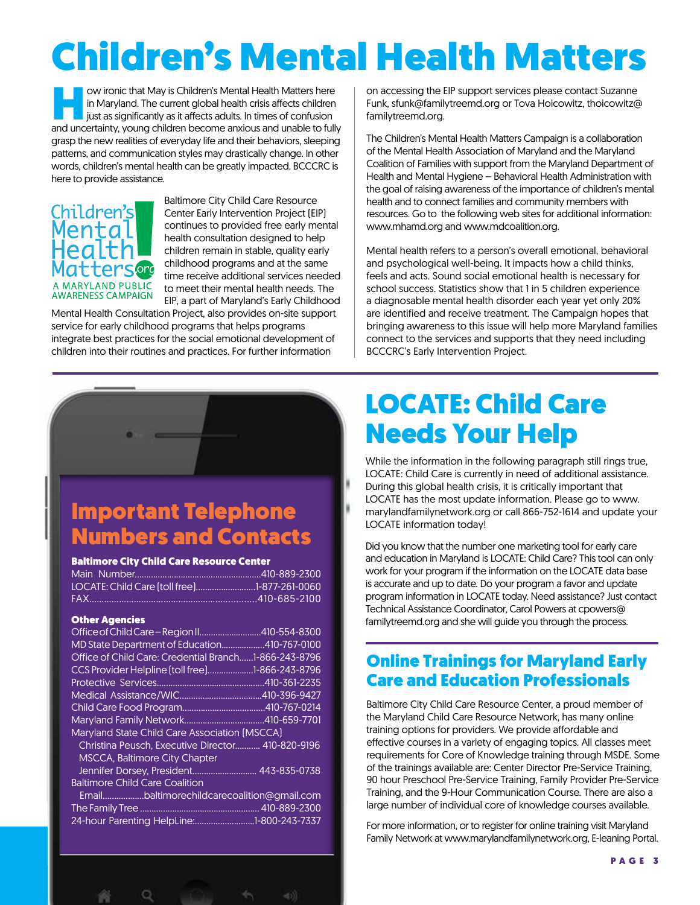# Children's Mental Health Matters

How ironic that May is Children's Mental Health Matters here in Maryland. The current global health crisis affects children just as significantly as it affects adults. In times of confusion and uncertainty, young children become anxious and unable to fully grasp the new realities of everyday life and their behaviors, sleeping patterns, and communication styles may drastically change. In other words, children's mental health can be greatly impacted. BCCCRC is here to provide assistance.

Children's Mental Health Matters.org
A MARYLAND PUBLIC AWARENESS CAMPAIGN

Baltimore City Child Care Resource Center Early Intervention Project (EIP) continues to provided free early mental health consultation designed to help children remain in stable, quality early childhood programs and at the same time receive additional services needed to meet their mental health needs. The EIP, a part of Maryland's Early Childhood Mental Health Consultation Project, also provides on-site support service for early childhood programs that helps programs integrate best practices for the social emotional development of children into their routines and practices. For further information on accessing the EIP support services please contact Suzanne Funk, sfunk@familytreemd.org or Tova Hoicowitz, thoicowitz@familytreemd.org.

The Children's Mental Health Matters Campaign is a collaboration of the Mental Health Association of Maryland and the Maryland Coalition of Families with support from the Maryland Department of Health and Mental Hygiene – Behavioral Health Administration with the goal of raising awareness of the importance of children's mental health and to connect families and community members with resources. Go to the following web sites for additional information: www.mhamd.org and www.mdcoalition.org.

Mental health refers to a person's overall emotional, behavioral and psychological well-being. It impacts how a child thinks, feels and acts. Sound social emotional health is necessary for school success. Statistics show that 1 in 5 children experience a diagnosable mental health disorder each year yet only 20% are identified and receive treatment. The Campaign hopes that bringing awareness to this issue will help more Maryland families connect to the services and supports that they need including BCCCRC's Early Intervention Project.

## Important Telephone Numbers and Contacts

**Baltimore City Child Care Resource Center**

Main Number....................410-889-2300
LOCATE: Child Care (toll free)....................1-877-261-0060
FAX....................410-685-2100

**Other Agencies**

Office of Child Care – Region II....................410-554-8300
MD State Department of Education....................410-767-0100
Office of Child Care: Credential Branch......1-866-243-8796
CCS Provider Helpline (toll free)....................1-866-243-8796
Protective Services....................410-361-2235
Medical Assistance/WIC....................410-396-9427
Child Care Food Program....................410-767-0214
Maryland Family Network....................410-659-7701
Maryland State Child Care Association (MSCCA)
  Christina Peusch, Executive Director........... 410-820-9196
  MSCCA, Baltimore City Chapter
  Jennifer Dorsey, President.................... 443-835-0738
Baltimore Child Care Coalition
  Email....................baltimorechildcarecoalition@gmail.com
The Family Tree .................... 410-889-2300
24-hour Parenting HelpLine:....................1-800-243-7337

## LOCATE: Child Care Needs Your Help

While the information in the following paragraph still rings true, LOCATE: Child Care is currently in need of additional assistance. During this global health crisis, it is critically important that LOCATE has the most update information. Please go to www.marylandfamilynetwork.org or call 866-752-1614 and update your LOCATE information today!

Did you know that the number one marketing tool for early care and education in Maryland is LOCATE: Child Care? This tool can only work for your program if the information on the LOCATE data base is accurate and up to date. Do your program a favor and update program information in LOCATE today. Need assistance? Just contact Technical Assistance Coordinator, Carol Powers at cpowers@familytreemd.org and she will guide you through the process.

## Online Trainings for Maryland Early Care and Education Professionals

Baltimore City Child Care Resource Center, a proud member of the Maryland Child Care Resource Network, has many online training options for providers. We provide affordable and effective courses in a variety of engaging topics. All classes meet requirements for Core of Knowledge training through MSDE. Some of the trainings available are: Center Director Pre-Service Training, 90 hour Preschool Pre-Service Training, Family Provider Pre-Service Training, and the 9-Hour Communication Course. There are also a large number of individual core of knowledge courses available.

For more information, or to register for online training visit Maryland Family Network at www.marylandfamilynetwork.org, E-leaning Portal.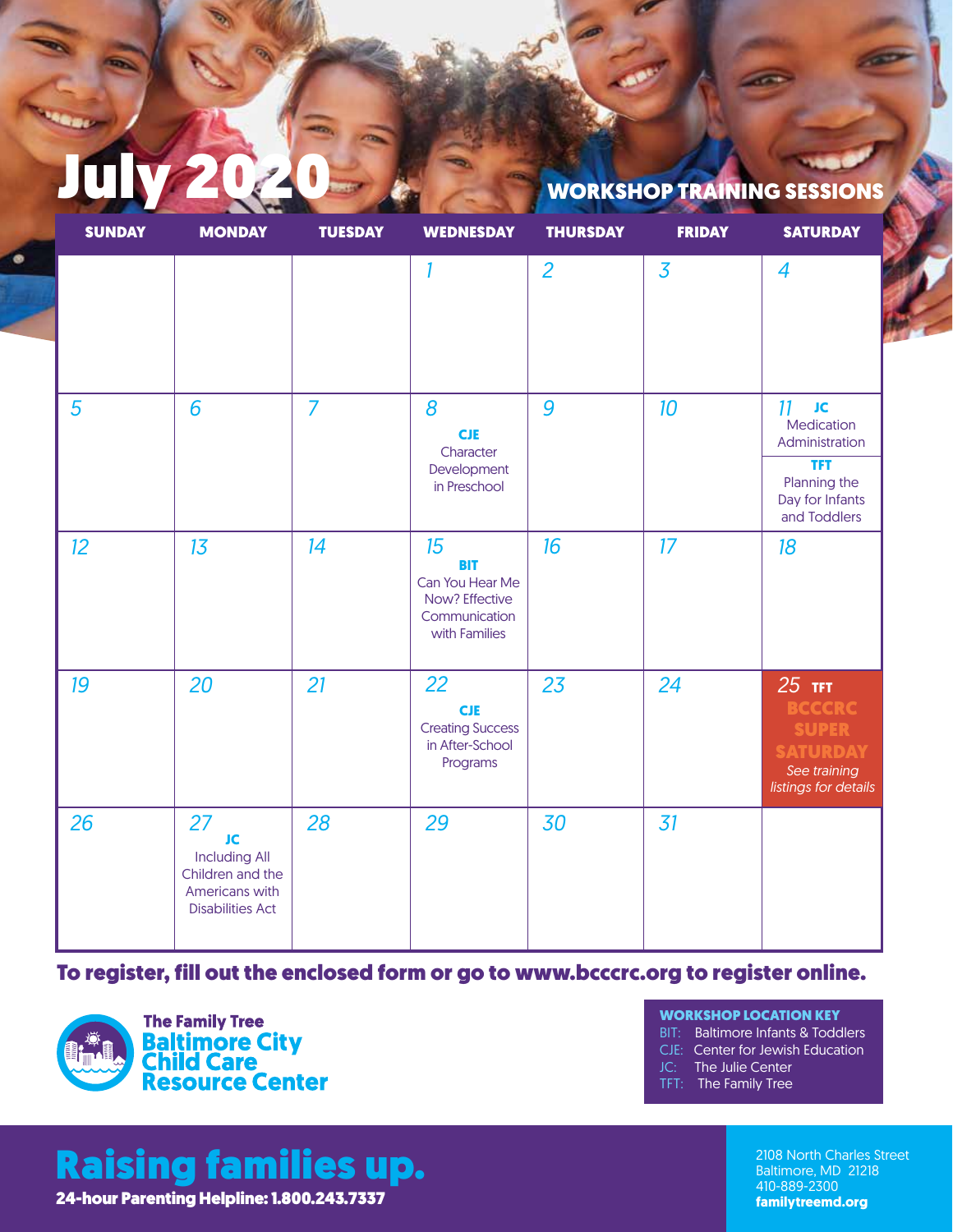# July 2020

## WORKSHOP TRAINING SESSIONS

| SUNDAY | MONDAY | TUESDAY | WEDNESDAY | THURSDAY | FRIDAY | SATURDAY |
|---|---|---|---|---|---|---|
| | | | 1 | 2 | 3 | 4 |
| 5 | 6 | 7 | 8 **CJE** Character Development in Preschool | 9 | 10 | 11 **JC** Medication Administration; **TFT** Planning the Day for Infants and Toddlers |
| 12 | 13 | 14 | 15 **BIT** Can You Hear Me Now? Effective Communication with Families | 16 | 17 | 18 |
| 19 | 20 | 21 | 22 **CJE** Creating Success in After-School Programs | 23 | 24 | 25 **TFT** **BCCCRC SUPER SATURDAY** *See training listings for details* |
| 26 | 27 **JC** Including All Children and the Americans with Disabilities Act | 28 | 29 | 30 | 31 | |

**To register, fill out the enclosed form or go to www.bcccrc.org to register online.**

**The Family Tree**
**Baltimore City Child Care Resource Center**

**WORKSHOP LOCATION KEY**
- BIT: Baltimore Infants & Toddlers
- CJE: Center for Jewish Education
- JC: The Julie Center
- TFT: The Family Tree

## Raising families up.

**24-hour Parenting Helpline: 1.800.243.7337**

2108 North Charles Street
Baltimore, MD 21218
410-889-2300
**familytreemd.org**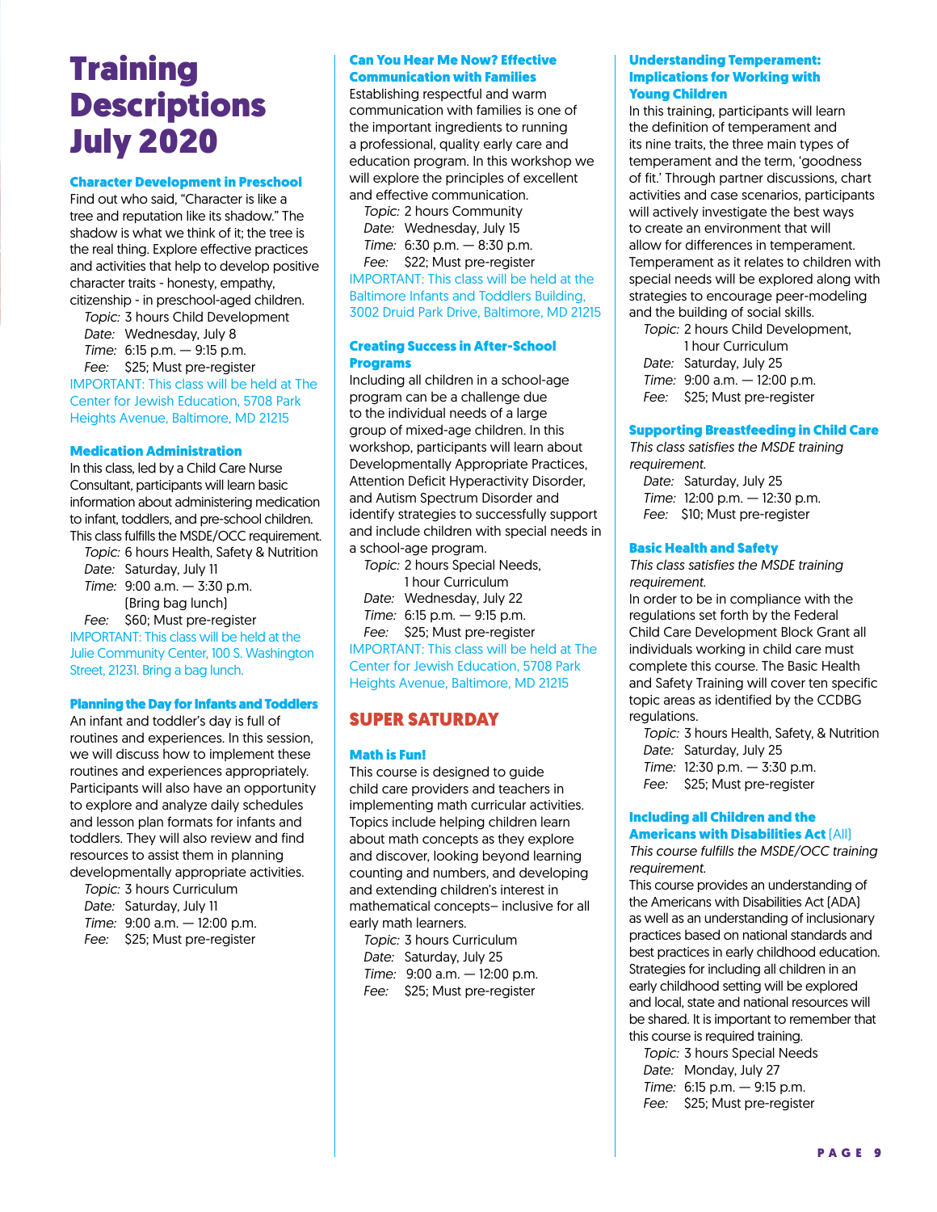# Training Descriptions July 2020

### Character Development in Preschool

Find out who said, "Character is like a tree and reputation like its shadow." The shadow is what we think of it; the tree is the real thing. Explore effective practices and activities that help to develop positive character traits - honesty, empathy, citizenship - in preschool-aged children.

*Topic:* 3 hours Child Development
*Date:* Wednesday, July 8
*Time:* 6:15 p.m. — 9:15 p.m.
*Fee:* $25; Must pre-register

IMPORTANT: This class will be held at The Center for Jewish Education, 5708 Park Heights Avenue, Baltimore, MD 21215

### Medication Administration

In this class, led by a Child Care Nurse Consultant, participants will learn basic information about administering medication to infant, toddlers, and pre-school children. This class fulfills the MSDE/OCC requirement.

*Topic:* 6 hours Health, Safety & Nutrition
*Date:* Saturday, July 11
*Time:* 9:00 a.m. — 3:30 p.m. (Bring bag lunch)
*Fee:* $60; Must pre-register

IMPORTANT: This class will be held at the Julie Community Center, 100 S. Washington Street, 21231. Bring a bag lunch.

### Planning the Day for Infants and Toddlers

An infant and toddler's day is full of routines and experiences. In this session, we will discuss how to implement these routines and experiences appropriately. Participants will also have an opportunity to explore and analyze daily schedules and lesson plan formats for infants and toddlers. They will also review and find resources to assist them in planning developmentally appropriate activities.

*Topic:* 3 hours Curriculum
*Date:* Saturday, July 11
*Time:* 9:00 a.m. — 12:00 p.m.
*Fee:* $25; Must pre-register

### Can You Hear Me Now? Effective Communication with Families

Establishing respectful and warm communication with families is one of the important ingredients to running a professional, quality early care and education program. In this workshop we will explore the principles of excellent and effective communication.

*Topic:* 2 hours Community
*Date:* Wednesday, July 15
*Time:* 6:30 p.m. — 8:30 p.m.
*Fee:* $22; Must pre-register

IMPORTANT: This class will be held at the Baltimore Infants and Toddlers Building, 3002 Druid Park Drive, Baltimore, MD 21215

### Creating Success in After-School Programs

Including all children in a school-age program can be a challenge due to the individual needs of a large group of mixed-age children. In this workshop, participants will learn about Developmentally Appropriate Practices, Attention Deficit Hyperactivity Disorder, and Autism Spectrum Disorder and identify strategies to successfully support and include children with special needs in a school-age program.

*Topic:* 2 hours Special Needs, 1 hour Curriculum
*Date:* Wednesday, July 22
*Time:* 6:15 p.m. — 9:15 p.m.
*Fee:* $25; Must pre-register

IMPORTANT: This class will be held at The Center for Jewish Education, 5708 Park Heights Avenue, Baltimore, MD 21215

## SUPER SATURDAY

### Math is Fun!

This course is designed to guide child care providers and teachers in implementing math curricular activities. Topics include helping children learn about math concepts as they explore and discover, looking beyond learning counting and numbers, and developing and extending children's interest in mathematical concepts– inclusive for all early math learners.

*Topic:* 3 hours Curriculum
*Date:* Saturday, July 25
*Time:* 9:00 a.m. — 12:00 p.m.
*Fee:* $25; Must pre-register

### Understanding Temperament: Implications for Working with Young Children

In this training, participants will learn the definition of temperament and its nine traits, the three main types of temperament and the term, 'goodness of fit.' Through partner discussions, chart activities and case scenarios, participants will actively investigate the best ways to create an environment that will allow for differences in temperament. Temperament as it relates to children with special needs will be explored along with strategies to encourage peer-modeling and the building of social skills.

*Topic:* 2 hours Child Development, 1 hour Curriculum
*Date:* Saturday, July 25
*Time:* 9:00 a.m. — 12:00 p.m.
*Fee:* $25; Must pre-register

### Supporting Breastfeeding in Child Care

*This class satisfies the MSDE training requirement.*

*Date:* Saturday, July 25
*Time:* 12:00 p.m. — 12:30 p.m.
*Fee:* $10; Must pre-register

### Basic Health and Safety

*This class satisfies the MSDE training requirement.*

In order to be in compliance with the regulations set forth by the Federal Child Care Development Block Grant all individuals working in child care must complete this course. The Basic Health and Safety Training will cover ten specific topic areas as identified by the CCDBG regulations.

*Topic:* 3 hours Health, Safety, & Nutrition
*Date:* Saturday, July 25
*Time:* 12:30 p.m. — 3:30 p.m.
*Fee:* $25; Must pre-register

### Including all Children and the Americans with Disabilities Act (All)

*This course fulfills the MSDE/OCC training requirement.*

This course provides an understanding of the Americans with Disabilities Act (ADA) as well as an understanding of inclusionary practices based on national standards and best practices in early childhood education. Strategies for including all children in an early childhood setting will be explored and local, state and national resources will be shared. It is important to remember that this course is required training.

*Topic:* 3 hours Special Needs
*Date:* Monday, July 27
*Time:* 6:15 p.m. — 9:15 p.m.
*Fee:* $25; Must pre-register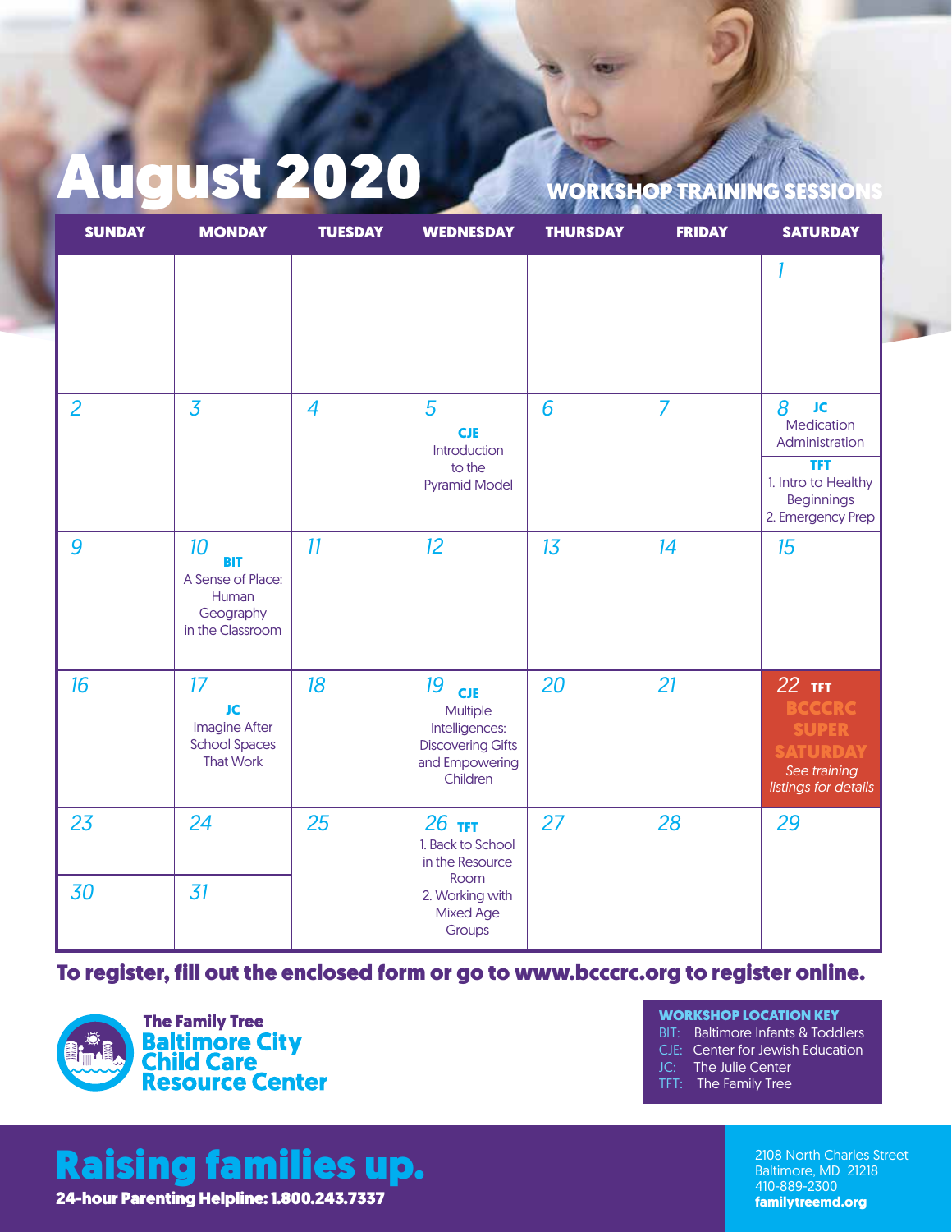# August 2020

## WORKSHOP TRAINING SESSIONS

| SUNDAY | MONDAY | TUESDAY | WEDNESDAY | THURSDAY | FRIDAY | SATURDAY |
|---|---|---|---|---|---|---|
| | | | | | | 1 |
| 2 | 3 | 4 | 5 **CJE** Introduction to the Pyramid Model | 6 | 7 | 8 **JC** Medication Administration; **TFT** 1. Intro to Healthy Beginnings 2. Emergency Prep |
| 9 | 10 **BIT** A Sense of Place: Human Geography in the Classroom | 11 | 12 | 13 | 14 | 15 |
| 16 | 17 **JC** Imagine After School Spaces That Work | 18 | 19 **CJE** Multiple Intelligences: Discovering Gifts and Empowering Children | 20 | 21 | 22 **TFT** **BCCCRC SUPER SATURDAY** *See training listings for details* |
| 23 | 24 | 25 | 26 **TFT** 1. Back to School in the Resource Room 2. Working with Mixed Age Groups | 27 | 28 | 29 |
| 30 | 31 | | | | | |

**To register, fill out the enclosed form or go to www.bcccrc.org to register online.**

**The Family Tree**
**Baltimore City Child Care Resource Center**

**WORKSHOP LOCATION KEY**
- BIT: Baltimore Infants & Toddlers
- CJE: Center for Jewish Education
- JC: The Julie Center
- TFT: The Family Tree

## Raising families up.

**24-hour Parenting Helpline: 1.800.243.7337**

2108 North Charles Street
Baltimore, MD 21218
410-889-2300
**familytreemd.org**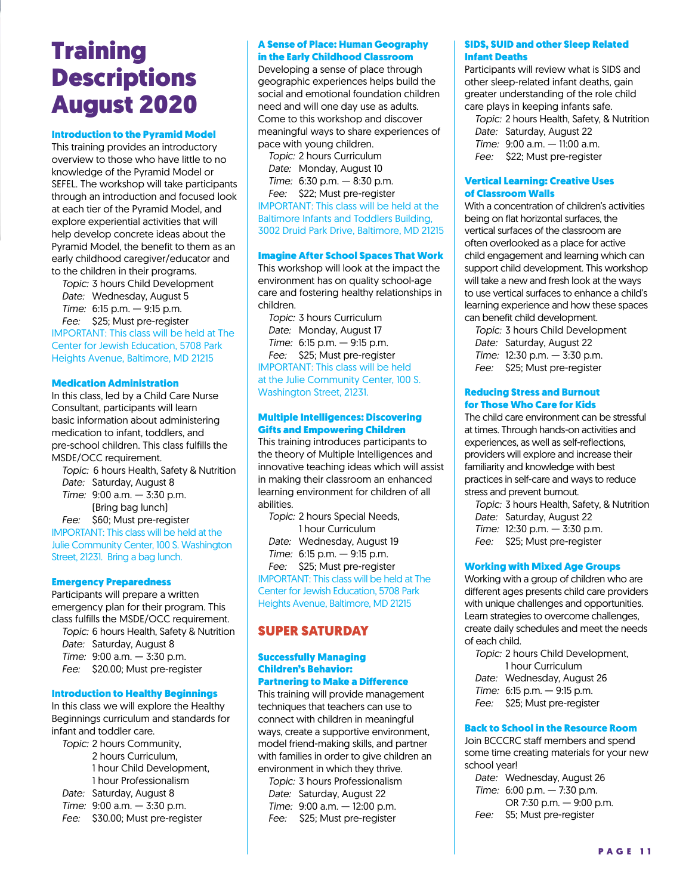# Training Descriptions August 2020

### Introduction to the Pyramid Model

This training provides an introductory overview to those who have little to no knowledge of the Pyramid Model or SEFEL. The workshop will take participants through an introduction and focused look at each tier of the Pyramid Model, and explore experiential activities that will help develop concrete ideas about the Pyramid Model, the benefit to them as an early childhood caregiver/educator and to the children in their programs.

*Topic:* 3 hours Child Development
*Date:* Wednesday, August 5
*Time:* 6:15 p.m. — 9:15 p.m.
*Fee:* $25; Must pre-register

IMPORTANT: This class will be held at The Center for Jewish Education, 5708 Park Heights Avenue, Baltimore, MD 21215

### Medication Administration

In this class, led by a Child Care Nurse Consultant, participants will learn basic information about administering medication to infant, toddlers, and pre-school children. This class fulfills the MSDE/OCC requirement.

*Topic:* 6 hours Health, Safety & Nutrition
*Date:* Saturday, August 8
*Time:* 9:00 a.m. — 3:30 p.m. (Bring bag lunch)
*Fee:* $60; Must pre-register

IMPORTANT: This class will be held at the Julie Community Center, 100 S. Washington Street, 21231. Bring a bag lunch.

### Emergency Preparedness

Participants will prepare a written emergency plan for their program. This class fulfills the MSDE/OCC requirement.

*Topic:* 6 hours Health, Safety & Nutrition
*Date:* Saturday, August 8
*Time:* 9:00 a.m. — 3:30 p.m.
*Fee:* $20.00; Must pre-register

### Introduction to Healthy Beginnings

In this class we will explore the Healthy Beginnings curriculum and standards for infant and toddler care.

*Topic:* 2 hours Community, 2 hours Curriculum, 1 hour Child Development, 1 hour Professionalism
*Date:* Saturday, August 8
*Time:* 9:00 a.m. — 3:30 p.m.
*Fee:* $30.00; Must pre-register

### A Sense of Place: Human Geography in the Early Childhood Classroom

Developing a sense of place through geographic experiences helps build the social and emotional foundation children need and will one day use as adults. Come to this workshop and discover meaningful ways to share experiences of pace with young children.

*Topic:* 2 hours Curriculum
*Date:* Monday, August 10
*Time:* 6:30 p.m. — 8:30 p.m.
*Fee:* $22; Must pre-register

IMPORTANT: This class will be held at the Baltimore Infants and Toddlers Building, 3002 Druid Park Drive, Baltimore, MD 21215

### Imagine After School Spaces That Work

This workshop will look at the impact the environment has on quality school-age care and fostering healthy relationships in children.

*Topic:* 3 hours Curriculum
*Date:* Monday, August 17
*Time:* 6:15 p.m. — 9:15 p.m.
*Fee:* $25; Must pre-register

IMPORTANT: This class will be held at the Julie Community Center, 100 S. Washington Street, 21231.

### Multiple Intelligences: Discovering Gifts and Empowering Children

This training introduces participants to the theory of Multiple Intelligences and innovative teaching ideas which will assist in making their classroom an enhanced learning environment for children of all abilities.

*Topic:* 2 hours Special Needs, 1 hour Curriculum
*Date:* Wednesday, August 19
*Time:* 6:15 p.m. — 9:15 p.m.
*Fee:* $25; Must pre-register

IMPORTANT: This class will be held at The Center for Jewish Education, 5708 Park Heights Avenue, Baltimore, MD 21215

## SUPER SATURDAY

### Successfully Managing Children's Behavior: Partnering to Make a Difference

This training will provide management techniques that teachers can use to connect with children in meaningful ways, create a supportive environment, model friend-making skills, and partner with families in order to give children an environment in which they thrive.

*Topic:* 3 hours Professionalism
*Date:* Saturday, August 22
*Time:* 9:00 a.m. — 12:00 p.m.
*Fee:* $25; Must pre-register

### SIDS, SUID and other Sleep Related Infant Deaths

Participants will review what is SIDS and other sleep-related infant deaths, gain greater understanding of the role child care plays in keeping infants safe.

*Topic:* 2 hours Health, Safety, & Nutrition
*Date:* Saturday, August 22
*Time:* 9:00 a.m. — 11:00 a.m.
*Fee:* $22; Must pre-register

### Vertical Learning: Creative Uses of Classroom Walls

With a concentration of children's activities being on flat horizontal surfaces, the vertical surfaces of the classroom are often overlooked as a place for active child engagement and learning which can support child development. This workshop will take a new and fresh look at the ways to use vertical surfaces to enhance a child's learning experience and how these spaces can benefit child development.

*Topic:* 3 hours Child Development
*Date:* Saturday, August 22
*Time:* 12:30 p.m. — 3:30 p.m.
*Fee:* $25; Must pre-register

### Reducing Stress and Burnout for Those Who Care for Kids

The child care environment can be stressful at times. Through hands-on activities and experiences, as well as self-reflections, providers will explore and increase their familiarity and knowledge with best practices in self-care and ways to reduce stress and prevent burnout.

*Topic:* 3 hours Health, Safety, & Nutrition
*Date:* Saturday, August 22
*Time:* 12:30 p.m. — 3:30 p.m.
*Fee:* $25; Must pre-register

### Working with Mixed Age Groups

Working with a group of children who are different ages presents child care providers with unique challenges and opportunities. Learn strategies to overcome challenges, create daily schedules and meet the needs of each child.

*Topic:* 2 hours Child Development, 1 hour Curriculum
*Date:* Wednesday, August 26
*Time:* 6:15 p.m. — 9:15 p.m.
*Fee:* $25; Must pre-register

### Back to School in the Resource Room

Join BCCCRC staff members and spend some time creating materials for your new school year!

*Date:* Wednesday, August 26
*Time:* 6:00 p.m. — 7:30 p.m. OR 7:30 p.m. — 9:00 p.m.
*Fee:* $5; Must pre-register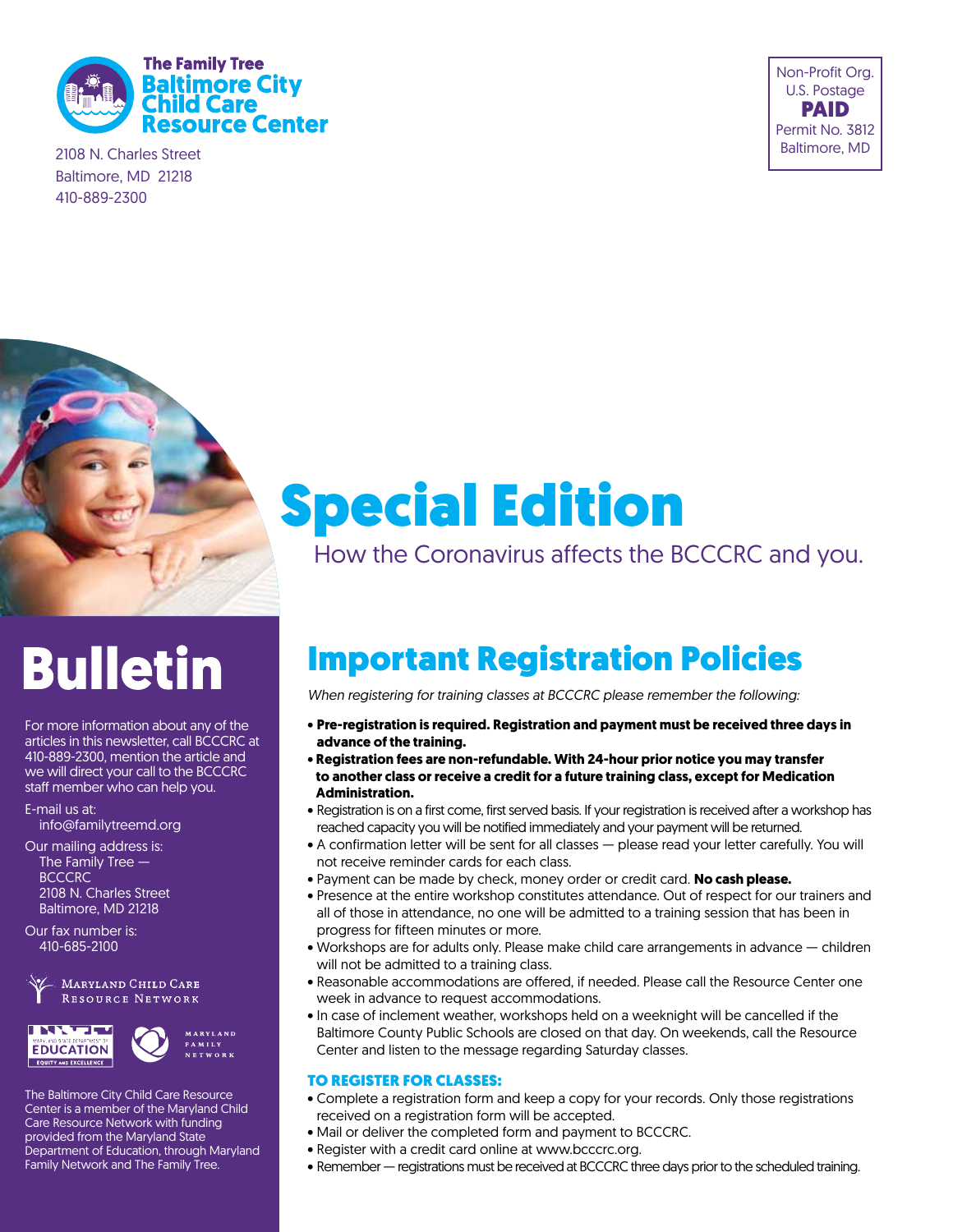The Family Tree
Baltimore City Child Care Resource Center

2108 N. Charles Street
Baltimore, MD 21218
410-889-2300

Non-Profit Org.
U.S. Postage
**PAID**
Permit No. 3812
Baltimore, MD

# Special Edition

How the Coronavirus affects the BCCCRC and you.

# Bulletin

For more information about any of the articles in this newsletter, call BCCCRC at 410-889-2300, mention the article and we will direct your call to the BCCCRC staff member who can help you.

E-mail us at:
info@familytreemd.org

Our mailing address is:
The Family Tree — BCCCRC
2108 N. Charles Street
Baltimore, MD 21218

Our fax number is:
410-685-2100

Maryland Child Care Resource Network

Maryland State Department of Education — Equity and Excellence

Maryland Family Network

The Baltimore City Child Care Resource Center is a member of the Maryland Child Care Resource Network with funding provided from the Maryland State Department of Education, through Maryland Family Network and The Family Tree.

## Important Registration Policies

*When registering for training classes at BCCCRC please remember the following:*

- **Pre-registration is required. Registration and payment must be received three days in advance of the training.**
- **Registration fees are non-refundable. With 24-hour prior notice you may transfer to another class or receive a credit for a future training class, except for Medication Administration.**
- Registration is on a first come, first served basis. If your registration is received after a workshop has reached capacity you will be notified immediately and your payment will be returned.
- A confirmation letter will be sent for all classes — please read your letter carefully. You will not receive reminder cards for each class.
- Payment can be made by check, money order or credit card. **No cash please.**
- Presence at the entire workshop constitutes attendance. Out of respect for our trainers and all of those in attendance, no one will be admitted to a training session that has been in progress for fifteen minutes or more.
- Workshops are for adults only. Please make child care arrangements in advance — children will not be admitted to a training class.
- Reasonable accommodations are offered, if needed. Please call the Resource Center one week in advance to request accommodations.
- In case of inclement weather, workshops held on a weeknight will be cancelled if the Baltimore County Public Schools are closed on that day. On weekends, call the Resource Center and listen to the message regarding Saturday classes.

### TO REGISTER FOR CLASSES:

- Complete a registration form and keep a copy for your records. Only those registrations received on a registration form will be accepted.
- Mail or deliver the completed form and payment to BCCCRC.
- Register with a credit card online at www.bcccrc.org.
- Remember — registrations must be received at BCCCRC three days prior to the scheduled training.